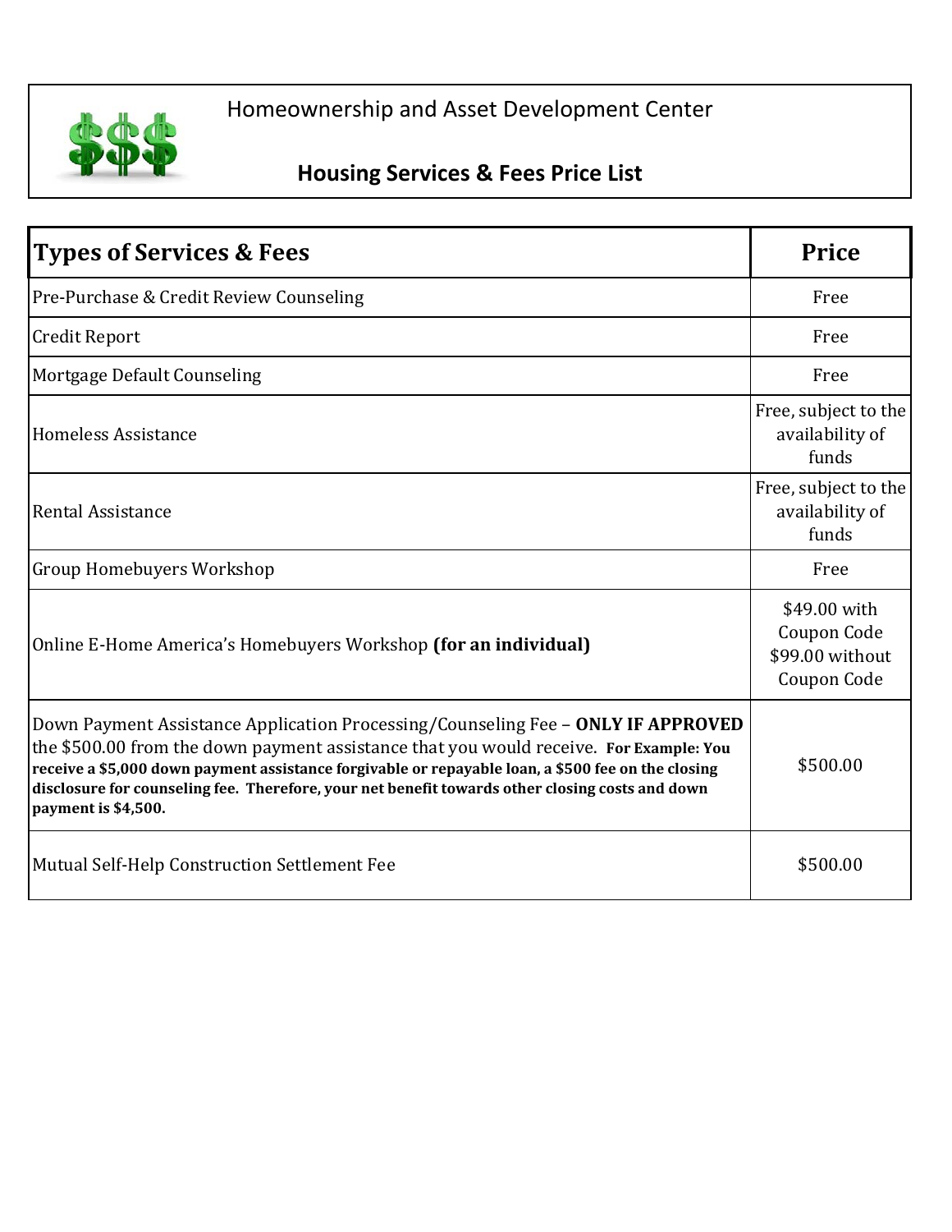# Homeownership and Asset Development Center

## Housing Services & Fees Price List

| **Types of Services & Fees** | **Price** |
|---|---|
| Pre-Purchase & Credit Review Counseling | Free |
| Credit Report | Free |
| Mortgage Default Counseling | Free |
| Homeless Assistance | Free, subject to the availability of funds |
| Rental Assistance | Free, subject to the availability of funds |
| Group Homebuyers Workshop | Free |
| Online E-Home America's Homebuyers Workshop **(for an individual)** | $49.00 with Coupon Code $99.00 without Coupon Code |
| Down Payment Assistance Application Processing/Counseling Fee – **ONLY IF APPROVED** the $500.00 from the down payment assistance that you would receive. **For Example: You receive a $5,000 down payment assistance forgivable or repayable loan, a $500 fee on the closing disclosure for counseling fee. Therefore, your net benefit towards other closing costs and down payment is $4,500.** | $500.00 |
| Mutual Self-Help Construction Settlement Fee | $500.00 |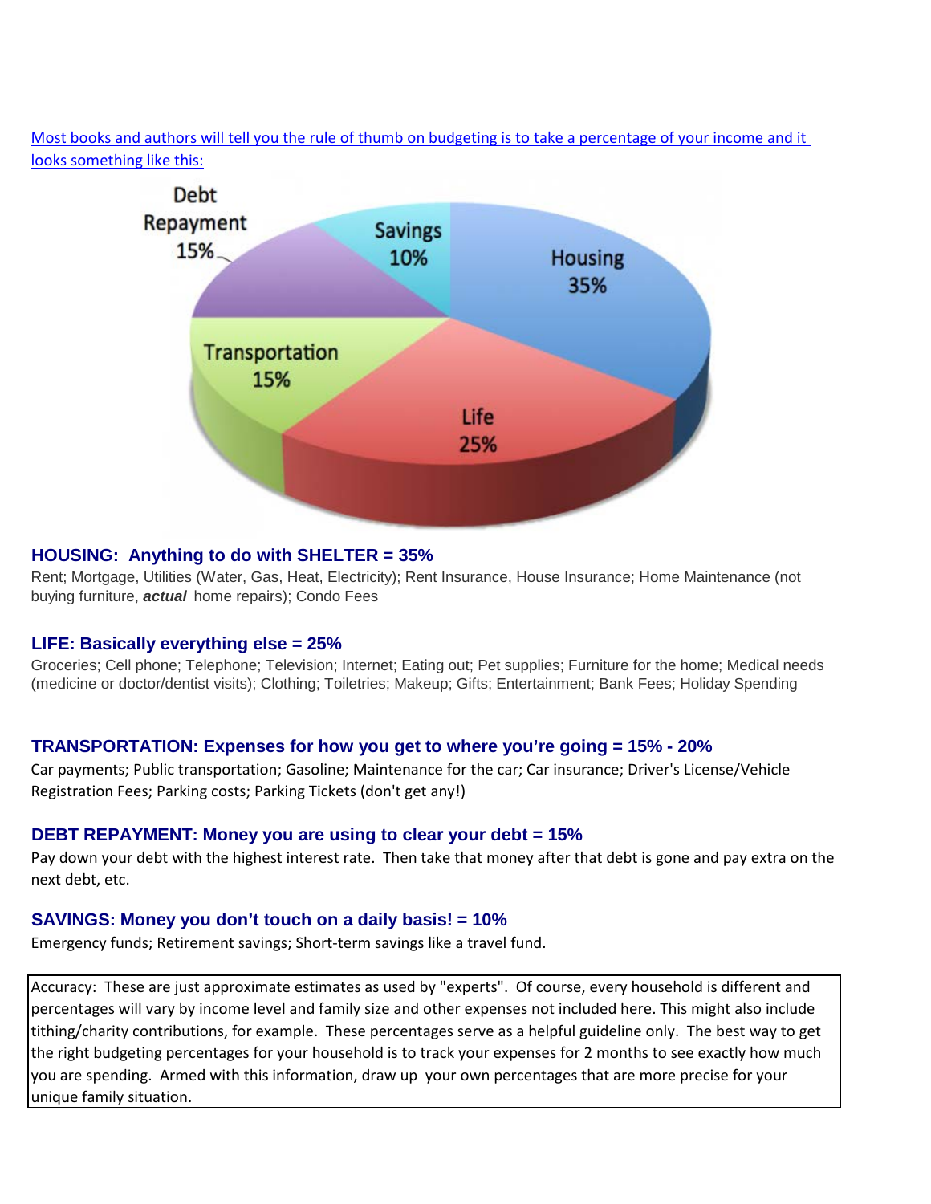Most books and authors will tell you the rule of thumb on budgeting is to take a percentage of your income and it looks something like this:

Debt Repayment 15%

Savings 10%

Housing 35%

Transportation 15%

Life 25%

### HOUSING: Anything to do with SHELTER = 35%

Rent; Mortgage, Utilities (Water, Gas, Heat, Electricity); Rent Insurance, House Insurance; Home Maintenance (not buying furniture, ***actual*** home repairs); Condo Fees

### LIFE: Basically everything else = 25%

Groceries; Cell phone; Telephone; Television; Internet; Eating out; Pet supplies; Furniture for the home; Medical needs (medicine or doctor/dentist visits); Clothing; Toiletries; Makeup; Gifts; Entertainment; Bank Fees; Holiday Spending

### TRANSPORTATION: Expenses for how you get to where you're going = 15% - 20%

Car payments; Public transportation; Gasoline; Maintenance for the car; Car insurance; Driver's License/Vehicle Registration Fees; Parking costs; Parking Tickets (don't get any!)

### DEBT REPAYMENT: Money you are using to clear your debt = 15%

Pay down your debt with the highest interest rate. Then take that money after that debt is gone and pay extra on the next debt, etc.

### SAVINGS: Money you don't touch on a daily basis! = 10%

Emergency funds; Retirement savings; Short-term savings like a travel fund.

Accuracy: These are just approximate estimates as used by "experts". Of course, every household is different and percentages will vary by income level and family size and other expenses not included here. This might also include tithing/charity contributions, for example. These percentages serve as a helpful guideline only. The best way to get the right budgeting percentages for your household is to track your expenses for 2 months to see exactly how much you are spending. Armed with this information, draw up your own percentages that are more precise for your unique family situation.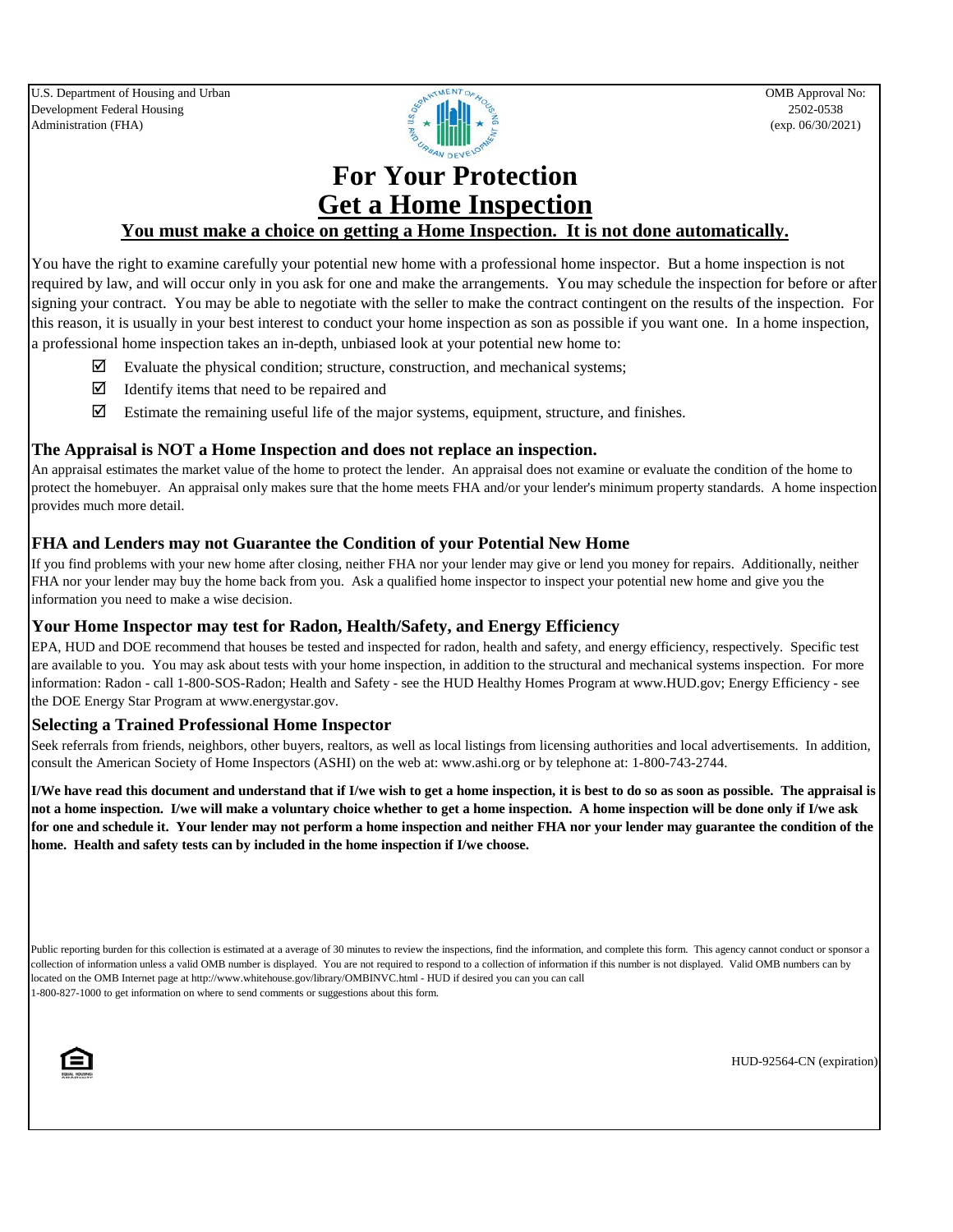U.S. Department of Housing and Urban Development Federal Housing Administration (FHA)

OMB Approval No: 2502-0538 (exp. 06/30/2021)

# For Your Protection

# Get a Home Inspection

**You must make a choice on getting a Home Inspection. It is not done automatically.**

You have the right to examine carefully your potential new home with a professional home inspector. But a home inspection is not required by law, and will occur only in you ask for one and make the arrangements. You may schedule the inspection for before or after signing your contract. You may be able to negotiate with the seller to make the contract contingent on the results of the inspection. For this reason, it is usually in your best interest to conduct your home inspection as son as possible if you want one. In a home inspection, a professional home inspection takes an in-depth, unbiased look at your potential new home to:

- ☑ Evaluate the physical condition; structure, construction, and mechanical systems;
- ☑ Identify items that need to be repaired and
- ☑ Estimate the remaining useful life of the major systems, equipment, structure, and finishes.

## The Appraisal is NOT a Home Inspection and does not replace an inspection.

An appraisal estimates the market value of the home to protect the lender. An appraisal does not examine or evaluate the condition of the home to protect the homebuyer. An appraisal only makes sure that the home meets FHA and/or your lender's minimum property standards. A home inspection provides much more detail.

## FHA and Lenders may not Guarantee the Condition of your Potential New Home

If you find problems with your new home after closing, neither FHA nor your lender may give or lend you money for repairs. Additionally, neither FHA nor your lender may buy the home back from you. Ask a qualified home inspector to inspect your potential new home and give you the information you need to make a wise decision.

## Your Home Inspector may test for Radon, Health/Safety, and Energy Efficiency

EPA, HUD and DOE recommend that houses be tested and inspected for radon, health and safety, and energy efficiency, respectively. Specific test are available to you. You may ask about tests with your home inspection, in addition to the structural and mechanical systems inspection. For more information: Radon - call 1-800-SOS-Radon; Health and Safety - see the HUD Healthy Homes Program at www.HUD.gov; Energy Efficiency - see the DOE Energy Star Program at www.energystar.gov.

## Selecting a Trained Professional Home Inspector

Seek referrals from friends, neighbors, other buyers, realtors, as well as local listings from licensing authorities and local advertisements. In addition, consult the American Society of Home Inspectors (ASHI) on the web at: www.ashi.org or by telephone at: 1-800-743-2744.

**I/We have read this document and understand that if I/we wish to get a home inspection, it is best to do so as soon as possible. The appraisal is not a home inspection. I/we will make a voluntary choice whether to get a home inspection. A home inspection will be done only if I/we ask for one and schedule it. Your lender may not perform a home inspection and neither FHA nor your lender may guarantee the condition of the home. Health and safety tests can by included in the home inspection if I/we choose.**

Public reporting burden for this collection is estimated at a average of 30 minutes to review the inspections, find the information, and complete this form. This agency cannot conduct or sponsor a collection of information unless a valid OMB number is displayed. You are not required to respond to a collection of information if this number is not displayed. Valid OMB numbers can by located on the OMB Internet page at http://www.whitehouse.gov/library/OMBINVC.html - HUD if desired you can you can call 1-800-827-1000 to get information on where to send comments or suggestions about this form.

HUD-92564-CN (expiration)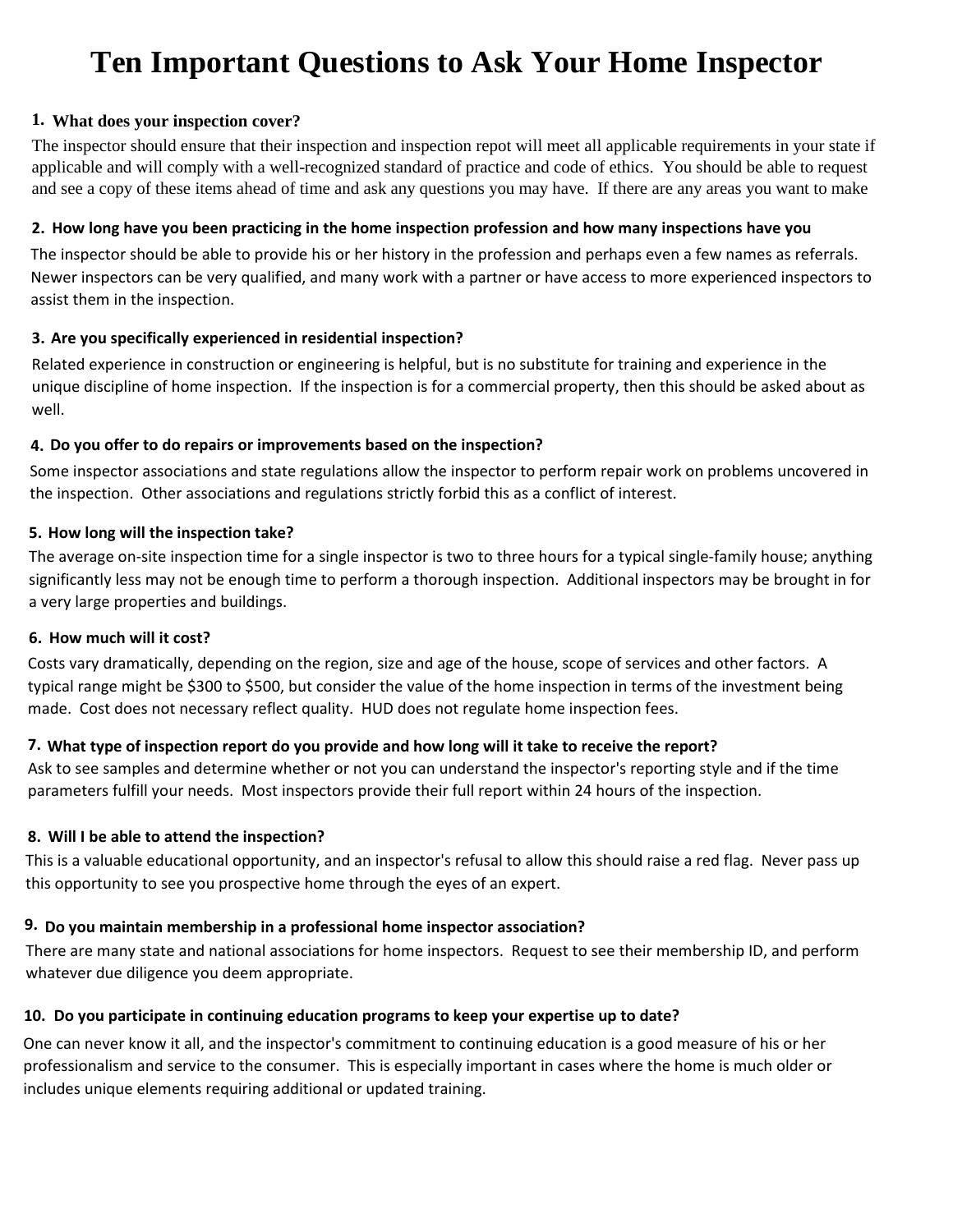# Ten Important Questions to Ask Your Home Inspector

**1. What does your inspection cover?**

The inspector should ensure that their inspection and inspection repot will meet all applicable requirements in your state if applicable and will comply with a well-recognized standard of practice and code of ethics. You should be able to request and see a copy of these items ahead of time and ask any questions you may have. If there are any areas you want to make

**2. How long have you been practicing in the home inspection profession and how many inspections have you**

The inspector should be able to provide his or her history in the profession and perhaps even a few names as referrals. Newer inspectors can be very qualified, and many work with a partner or have access to more experienced inspectors to assist them in the inspection.

**3. Are you specifically experienced in residential inspection?**

Related experience in construction or engineering is helpful, but is no substitute for training and experience in the unique discipline of home inspection. If the inspection is for a commercial property, then this should be asked about as well.

**4. Do you offer to do repairs or improvements based on the inspection?**

Some inspector associations and state regulations allow the inspector to perform repair work on problems uncovered in the inspection. Other associations and regulations strictly forbid this as a conflict of interest.

**5. How long will the inspection take?**

The average on-site inspection time for a single inspector is two to three hours for a typical single-family house; anything significantly less may not be enough time to perform a thorough inspection. Additional inspectors may be brought in for a very large properties and buildings.

**6. How much will it cost?**

Costs vary dramatically, depending on the region, size and age of the house, scope of services and other factors. A typical range might be $300 to $500, but consider the value of the home inspection in terms of the investment being made. Cost does not necessary reflect quality. HUD does not regulate home inspection fees.

**7. What type of inspection report do you provide and how long will it take to receive the report?**

Ask to see samples and determine whether or not you can understand the inspector's reporting style and if the time parameters fulfill your needs. Most inspectors provide their full report within 24 hours of the inspection.

**8. Will I be able to attend the inspection?**

This is a valuable educational opportunity, and an inspector's refusal to allow this should raise a red flag. Never pass up this opportunity to see you prospective home through the eyes of an expert.

**9. Do you maintain membership in a professional home inspector association?**

There are many state and national associations for home inspectors. Request to see their membership ID, and perform whatever due diligence you deem appropriate.

**10. Do you participate in continuing education programs to keep your expertise up to date?**

One can never know it all, and the inspector's commitment to continuing education is a good measure of his or her professionalism and service to the consumer. This is especially important in cases where the home is much older or includes unique elements requiring additional or updated training.